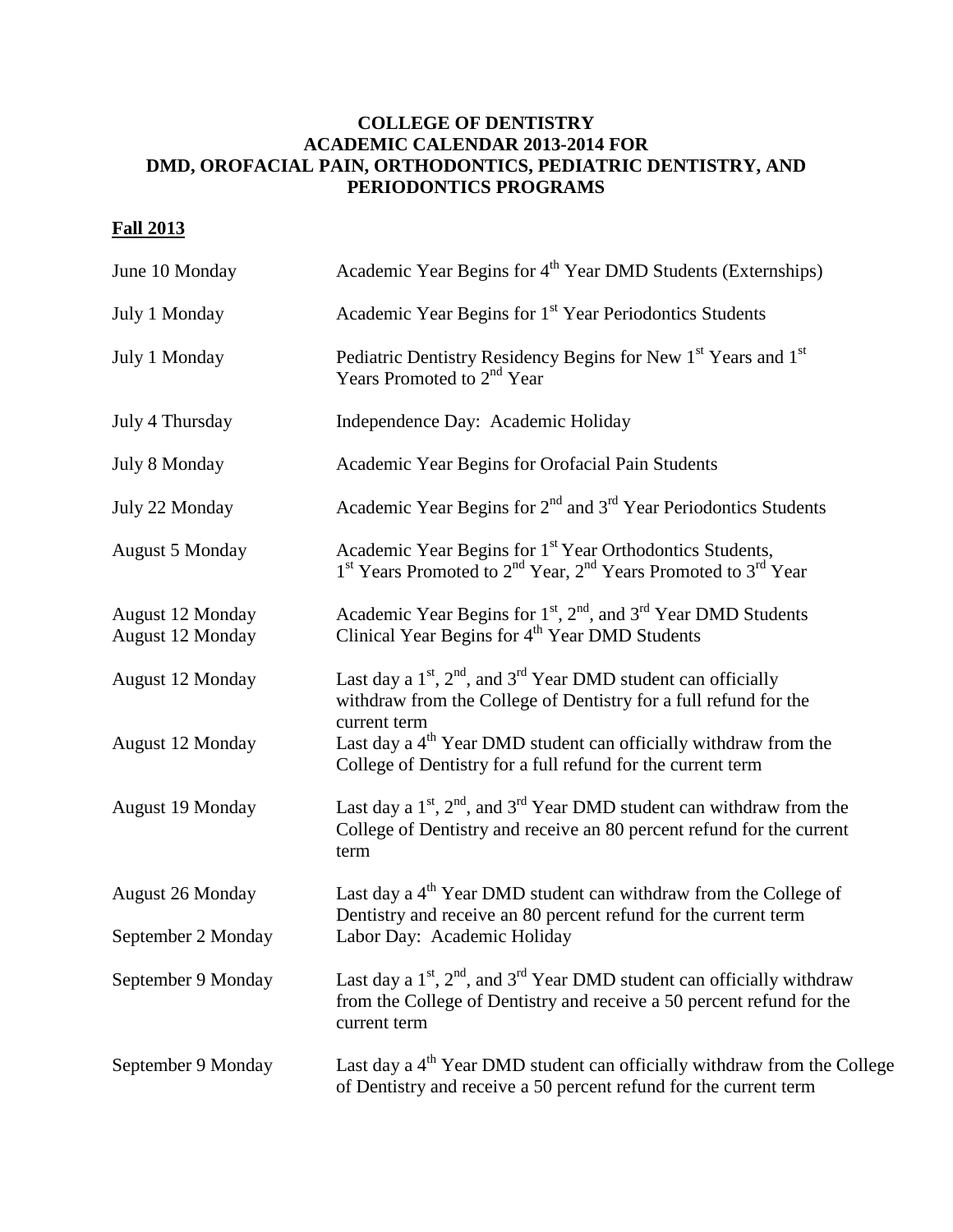# COLLEGE OF DENTISTRY
# ACADEMIC CALENDAR 2013-2014 FOR
# DMD, OROFACIAL PAIN, ORTHODONTICS, PEDIATRIC DENTISTRY, AND PERIODONTICS PROGRAMS

## Fall 2013

| | |
|---|---|
| June 10 Monday | Academic Year Begins for 4th Year DMD Students (Externships) |
| July 1 Monday | Academic Year Begins for 1st Year Periodontics Students |
| July 1 Monday | Pediatric Dentistry Residency Begins for New 1st Years and 1st Years Promoted to 2nd Year |
| July 4 Thursday | Independence Day: Academic Holiday |
| July 8 Monday | Academic Year Begins for Orofacial Pain Students |
| July 22 Monday | Academic Year Begins for 2nd and 3rd Year Periodontics Students |
| August 5 Monday | Academic Year Begins for 1st Year Orthodontics Students, 1st Years Promoted to 2nd Year, 2nd Years Promoted to 3rd Year |
| August 12 Monday | Academic Year Begins for 1st, 2nd, and 3rd Year DMD Students |
| August 12 Monday | Clinical Year Begins for 4th Year DMD Students |
| August 12 Monday | Last day a 1st, 2nd, and 3rd Year DMD student can officially withdraw from the College of Dentistry for a full refund for the current term |
| August 12 Monday | Last day a 4th Year DMD student can officially withdraw from the College of Dentistry for a full refund for the current term |
| August 19 Monday | Last day a 1st, 2nd, and 3rd Year DMD student can withdraw from the College of Dentistry and receive an 80 percent refund for the current term |
| August 26 Monday | Last day a 4th Year DMD student can withdraw from the College of Dentistry and receive an 80 percent refund for the current term |
| September 2 Monday | Labor Day: Academic Holiday |
| September 9 Monday | Last day a 1st, 2nd, and 3rd Year DMD student can officially withdraw from the College of Dentistry and receive a 50 percent refund for the current term |
| September 9 Monday | Last day a 4th Year DMD student can officially withdraw from the College of Dentistry and receive a 50 percent refund for the current term |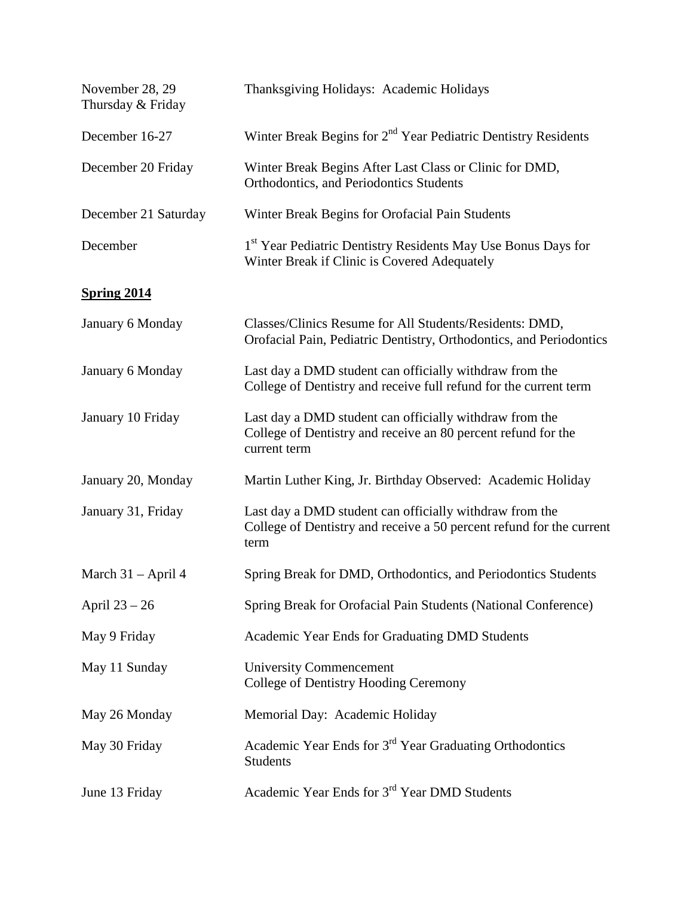| | |
|---|---|
| November 28, 29<br>Thursday & Friday | Thanksgiving Holidays: Academic Holidays |
| December 16-27 | Winter Break Begins for 2nd Year Pediatric Dentistry Residents |
| December 20 Friday | Winter Break Begins After Last Class or Clinic for DMD, Orthodontics, and Periodontics Students |
| December 21 Saturday | Winter Break Begins for Orofacial Pain Students |
| December | 1st Year Pediatric Dentistry Residents May Use Bonus Days for Winter Break if Clinic is Covered Adequately |

**Spring 2014**

| | |
|---|---|
| January 6 Monday | Classes/Clinics Resume for All Students/Residents: DMD, Orofacial Pain, Pediatric Dentistry, Orthodontics, and Periodontics |
| January 6 Monday | Last day a DMD student can officially withdraw from the College of Dentistry and receive full refund for the current term |
| January 10 Friday | Last day a DMD student can officially withdraw from the College of Dentistry and receive an 80 percent refund for the current term |
| January 20, Monday | Martin Luther King, Jr. Birthday Observed: Academic Holiday |
| January 31, Friday | Last day a DMD student can officially withdraw from the College of Dentistry and receive a 50 percent refund for the current term |
| March 31 – April 4 | Spring Break for DMD, Orthodontics, and Periodontics Students |
| April 23 – 26 | Spring Break for Orofacial Pain Students (National Conference) |
| May 9 Friday | Academic Year Ends for Graduating DMD Students |
| May 11 Sunday | University Commencement<br>College of Dentistry Hooding Ceremony |
| May 26 Monday | Memorial Day: Academic Holiday |
| May 30 Friday | Academic Year Ends for 3rd Year Graduating Orthodontics Students |
| June 13 Friday | Academic Year Ends for 3rd Year DMD Students |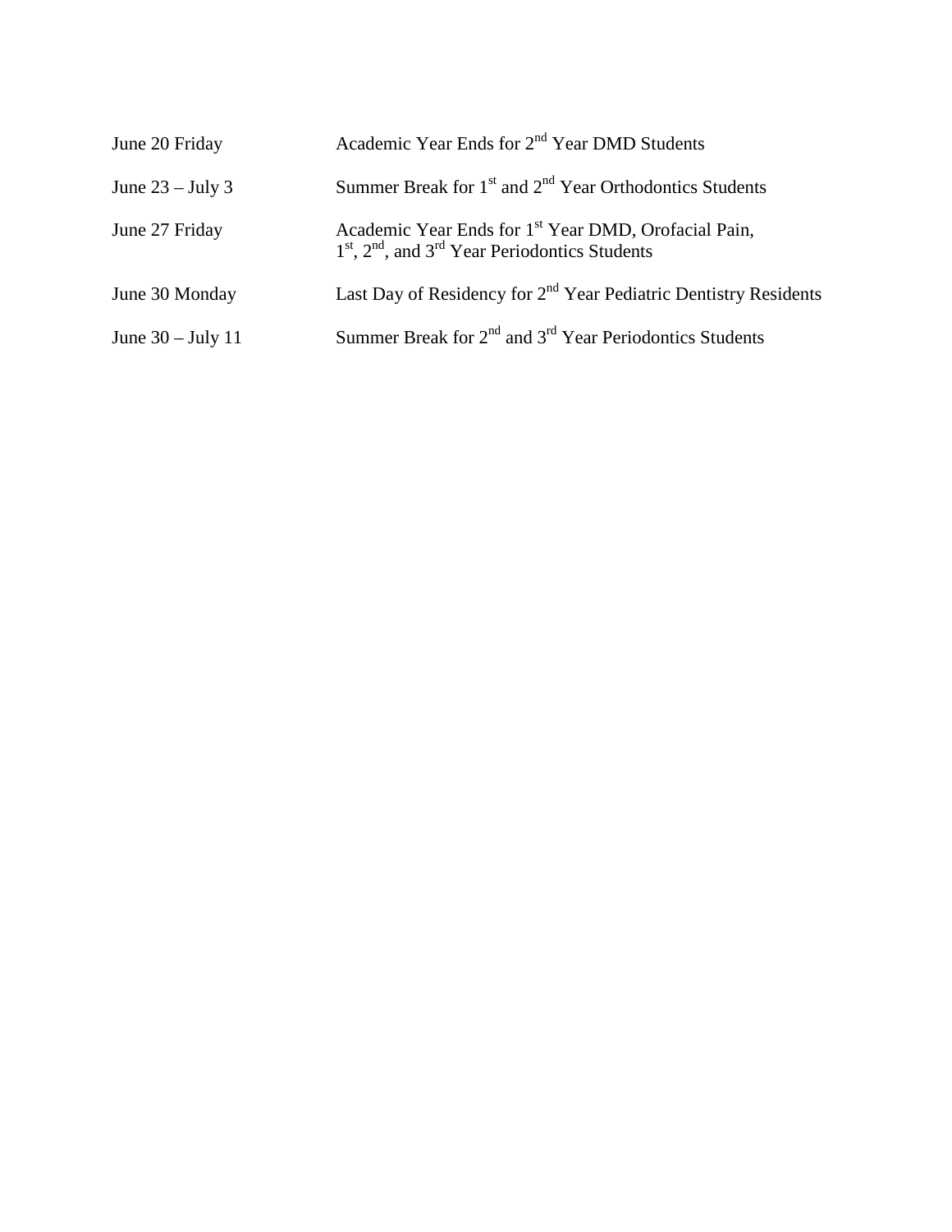| | |
|---|---|
| June 20 Friday | Academic Year Ends for 2nd Year DMD Students |
| June 23 – July 3 | Summer Break for 1st and 2nd Year Orthodontics Students |
| June 27 Friday | Academic Year Ends for 1st Year DMD, Orofacial Pain, 1st, 2nd, and 3rd Year Periodontics Students |
| June 30 Monday | Last Day of Residency for 2nd Year Pediatric Dentistry Residents |
| June 30 – July 11 | Summer Break for 2nd and 3rd Year Periodontics Students |